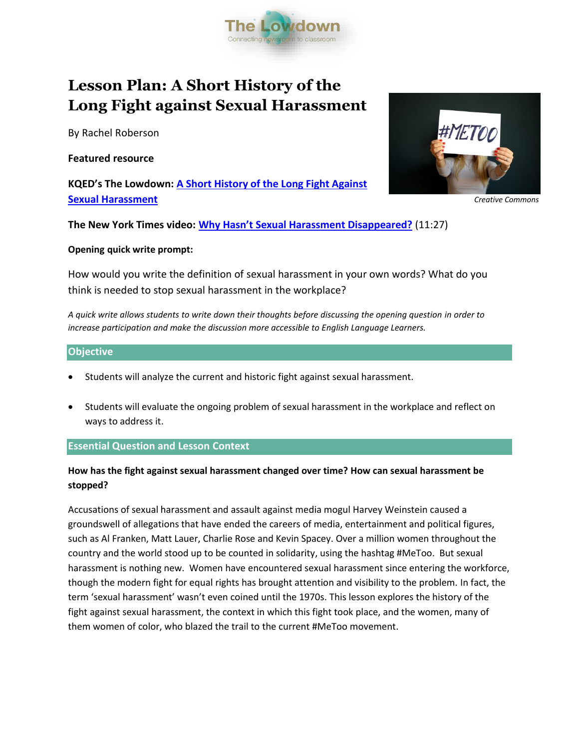# Lesson Plan: A Short History of the Long Fight against Sexual Harassment

By Rachel Roberson

**Featured resource**

**KQED's The Lowdown:** **A Short History of the Long Fight Against Sexual Harassment**

*Creative Commons*

**The New York Times video:** **Why Hasn't Sexual Harassment Disappeared?** (11:27)

**Opening quick write prompt:**

How would you write the definition of sexual harassment in your own words? What do you think is needed to stop sexual harassment in the workplace?

*A quick write allows students to write down their thoughts before discussing the opening question in order to increase participation and make the discussion more accessible to English Language Learners.*

## Objective

- Students will analyze the current and historic fight against sexual harassment.
- Students will evaluate the ongoing problem of sexual harassment in the workplace and reflect on ways to address it.

## Essential Question and Lesson Context

**How has the fight against sexual harassment changed over time? How can sexual harassment be stopped?**

Accusations of sexual harassment and assault against media mogul Harvey Weinstein caused a groundswell of allegations that have ended the careers of media, entertainment and political figures, such as Al Franken, Matt Lauer, Charlie Rose and Kevin Spacey. Over a million women throughout the country and the world stood up to be counted in solidarity, using the hashtag #MeToo. But sexual harassment is nothing new. Women have encountered sexual harassment since entering the workforce, though the modern fight for equal rights has brought attention and visibility to the problem. In fact, the term 'sexual harassment' wasn't even coined until the 1970s. This lesson explores the history of the fight against sexual harassment, the context in which this fight took place, and the women, many of them women of color, who blazed the trail to the current #MeToo movement.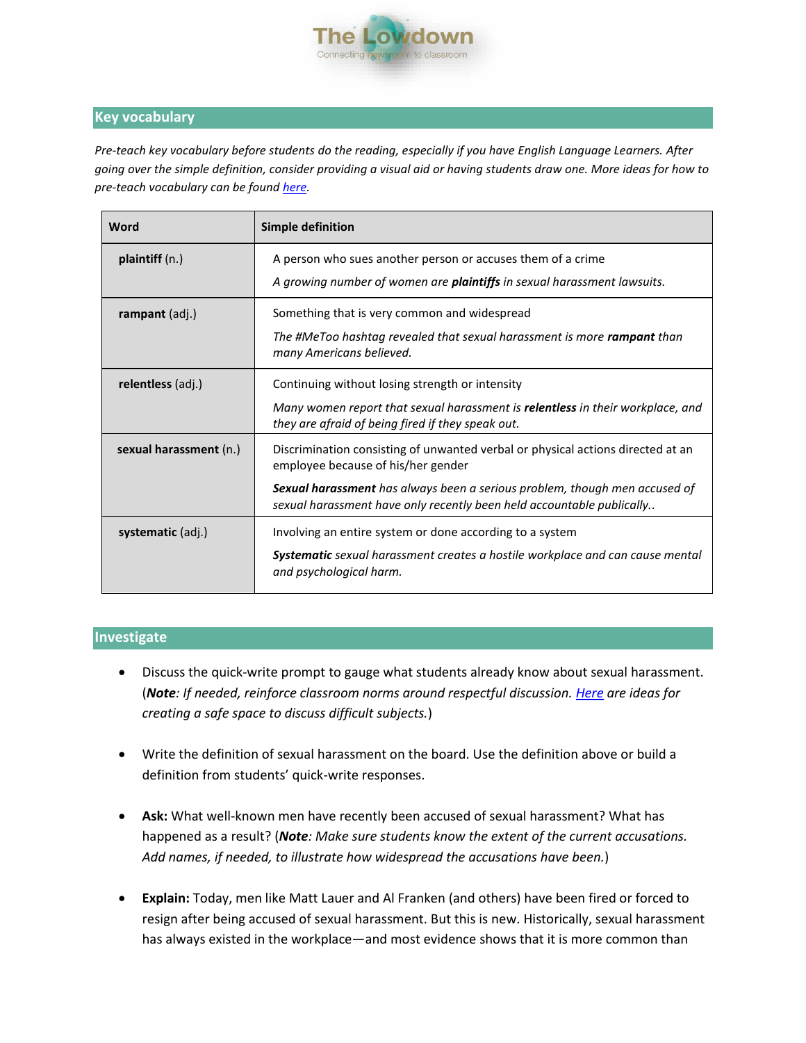## Key vocabulary

*Pre-teach key vocabulary before students do the reading, especially if you have English Language Learners. After going over the simple definition, consider providing a visual aid or having students draw one. More ideas for how to pre-teach vocabulary can be found [here](#).*

| Word | Simple definition |
| --- | --- |
| **plaintiff** (n.) | A person who sues another person or accuses them of a crime<br>*A growing number of women are **plaintiffs** in sexual harassment lawsuits.* |
| **rampant** (adj.) | Something that is very common and widespread<br>*The #MeToo hashtag revealed that sexual harassment is more **rampant** than many Americans believed.* |
| **relentless** (adj.) | Continuing without losing strength or intensity<br>*Many women report that sexual harassment is **relentless** in their workplace, and they are afraid of being fired if they speak out.* |
| **sexual harassment** (n.) | Discrimination consisting of unwanted verbal or physical actions directed at an employee because of his/her gender<br>***Sexual harassment** has always been a serious problem, though men accused of sexual harassment have only recently been held accountable publically..* |
| **systematic** (adj.) | Involving an entire system or done according to a system<br>***Systematic** sexual harassment creates a hostile workplace and can cause mental and psychological harm.* |

## Investigate

- Discuss the quick-write prompt to gauge what students already know about sexual harassment. (***Note**: If needed, reinforce classroom norms around respectful discussion. [Here](#) are ideas for creating a safe space to discuss difficult subjects.*)

- Write the definition of sexual harassment on the board. Use the definition above or build a definition from students' quick-write responses.

- **Ask:** What well-known men have recently been accused of sexual harassment? What has happened as a result? (***Note**: Make sure students know the extent of the current accusations. Add names, if needed, to illustrate how widespread the accusations have been.*)

- **Explain:** Today, men like Matt Lauer and Al Franken (and others) have been fired or forced to resign after being accused of sexual harassment. But this is new. Historically, sexual harassment has always existed in the workplace—and most evidence shows that it is more common than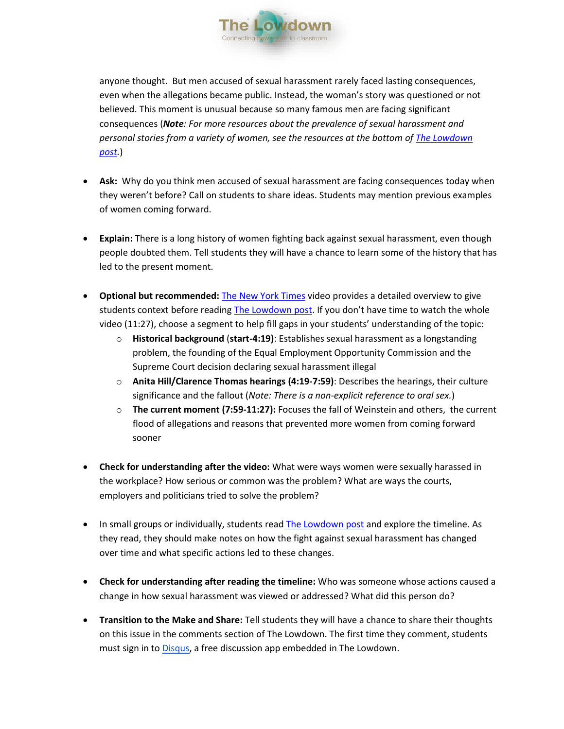anyone thought. But men accused of sexual harassment rarely faced lasting consequences, even when the allegations became public. Instead, the woman's story was questioned or not believed. This moment is unusual because so many famous men are facing significant consequences (***Note**: For more resources about the prevalence of sexual harassment and personal stories from a variety of women, see the resources at the bottom of The Lowdown post.*)

- **Ask:** Why do you think men accused of sexual harassment are facing consequences today when they weren't before? Call on students to share ideas. Students may mention previous examples of women coming forward.

- **Explain:** There is a long history of women fighting back against sexual harassment, even though people doubted them. Tell students they will have a chance to learn some of the history that has led to the present moment.

- **Optional but recommended:** The New York Times video provides a detailed overview to give students context before reading The Lowdown post. If you don't have time to watch the whole video (11:27), choose a segment to help fill gaps in your students' understanding of the topic:
  - **Historical background** (**start-4:19)**: Establishes sexual harassment as a longstanding problem, the founding of the Equal Employment Opportunity Commission and the Supreme Court decision declaring sexual harassment illegal
  - **Anita Hill/Clarence Thomas hearings (4:19-7:59)**: Describes the hearings, their culture significance and the fallout (*Note: There is a non-explicit reference to oral sex.*)
  - **The current moment (7:59-11:27):** Focuses the fall of Weinstein and others, the current flood of allegations and reasons that prevented more women from coming forward sooner

- **Check for understanding after the video:** What were ways women were sexually harassed in the workplace? How serious or common was the problem? What are ways the courts, employers and politicians tried to solve the problem?

- In small groups or individually, students read The Lowdown post and explore the timeline. As they read, they should make notes on how the fight against sexual harassment has changed over time and what specific actions led to these changes.

- **Check for understanding after reading the timeline:** Who was someone whose actions caused a change in how sexual harassment was viewed or addressed? What did this person do?

- **Transition to the Make and Share:** Tell students they will have a chance to share their thoughts on this issue in the comments section of The Lowdown. The first time they comment, students must sign in to Disqus, a free discussion app embedded in The Lowdown.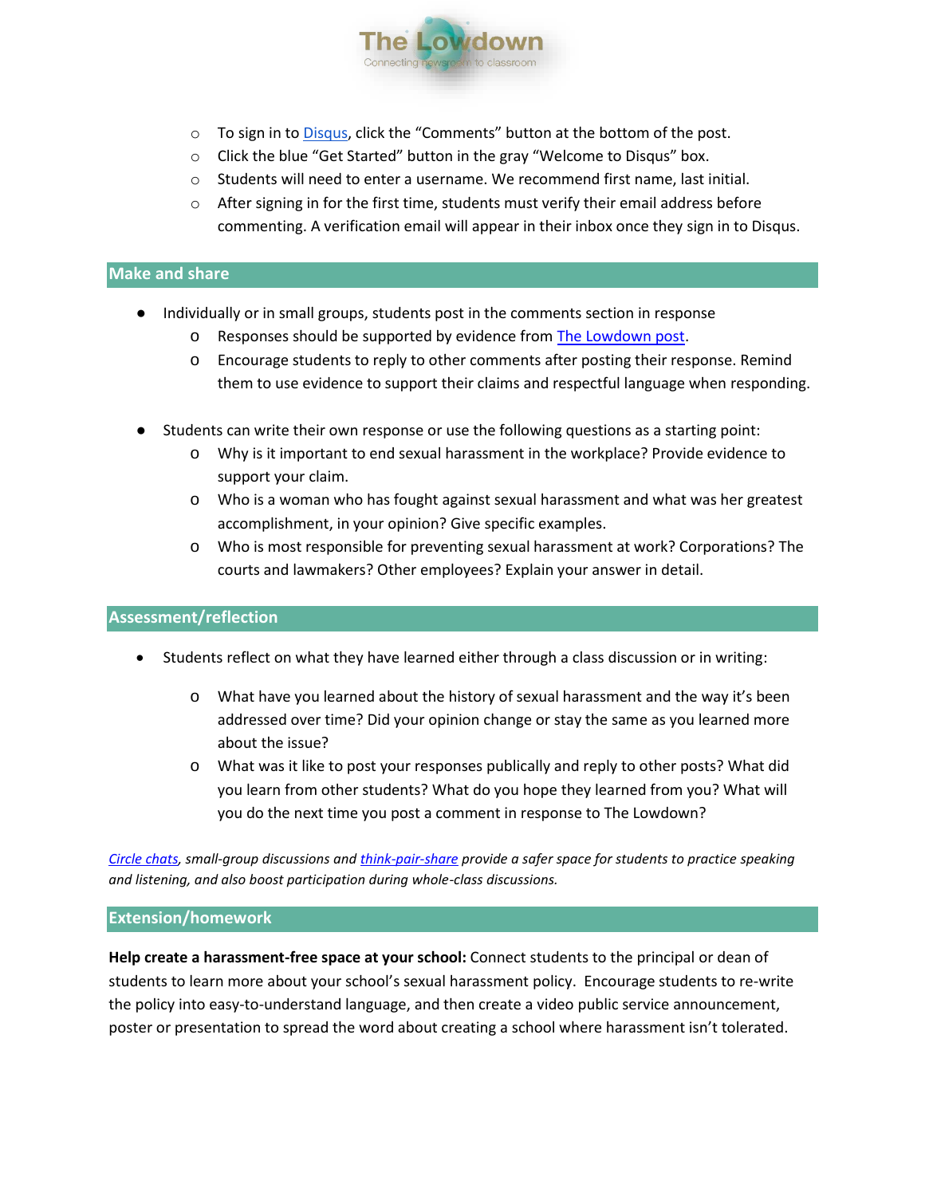- To sign in to Disqus, click the "Comments" button at the bottom of the post.
- Click the blue "Get Started" button in the gray "Welcome to Disqus" box.
- Students will need to enter a username. We recommend first name, last initial.
- After signing in for the first time, students must verify their email address before commenting. A verification email will appear in their inbox once they sign in to Disqus.

## Make and share

- Individually or in small groups, students post in the comments section in response
  - Responses should be supported by evidence from The Lowdown post.
  - Encourage students to reply to other comments after posting their response. Remind them to use evidence to support their claims and respectful language when responding.

- Students can write their own response or use the following questions as a starting point:
  - Why is it important to end sexual harassment in the workplace? Provide evidence to support your claim.
  - Who is a woman who has fought against sexual harassment and what was her greatest accomplishment, in your opinion? Give specific examples.
  - Who is most responsible for preventing sexual harassment at work? Corporations? The courts and lawmakers? Other employees? Explain your answer in detail.

## Assessment/reflection

- Students reflect on what they have learned either through a class discussion or in writing:
  - What have you learned about the history of sexual harassment and the way it's been addressed over time? Did your opinion change or stay the same as you learned more about the issue?
  - What was it like to post your responses publically and reply to other posts? What did you learn from other students? What do you hope they learned from you? What will you do the next time you post a comment in response to The Lowdown?

*Circle chats, small-group discussions and think-pair-share provide a safer space for students to practice speaking and listening, and also boost participation during whole-class discussions.*

## Extension/homework

**Help create a harassment-free space at your school:** Connect students to the principal or dean of students to learn more about your school's sexual harassment policy. Encourage students to re-write the policy into easy-to-understand language, and then create a video public service announcement, poster or presentation to spread the word about creating a school where harassment isn't tolerated.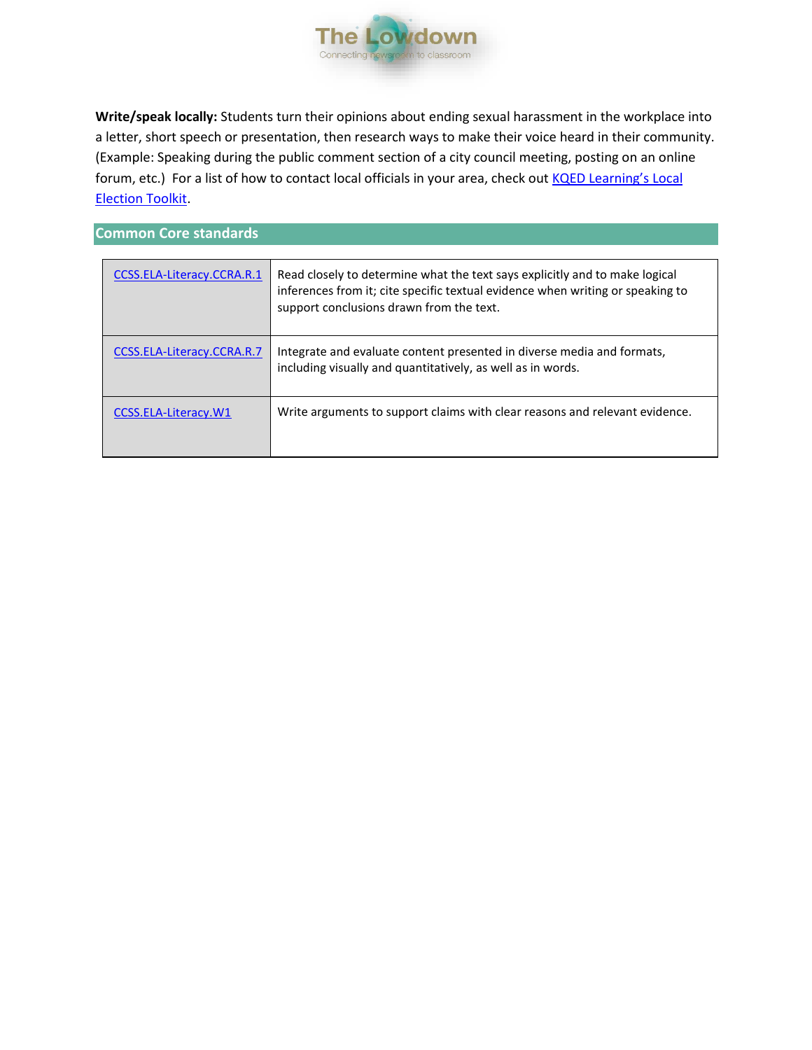**Write/speak locally:** Students turn their opinions about ending sexual harassment in the workplace into a letter, short speech or presentation, then research ways to make their voice heard in their community. (Example: Speaking during the public comment section of a city council meeting, posting on an online forum, etc.) For a list of how to contact local officials in your area, check out [KQED Learning's Local Election Toolkit](#).

## Common Core standards

| | |
|---|---|
| [CCSS.ELA-Literacy.CCRA.R.1](#) | Read closely to determine what the text says explicitly and to make logical inferences from it; cite specific textual evidence when writing or speaking to support conclusions drawn from the text. |
| [CCSS.ELA-Literacy.CCRA.R.7](#) | Integrate and evaluate content presented in diverse media and formats, including visually and quantitatively, as well as in words. |
| [CCSS.ELA-Literacy.W1](#) | Write arguments to support claims with clear reasons and relevant evidence. |